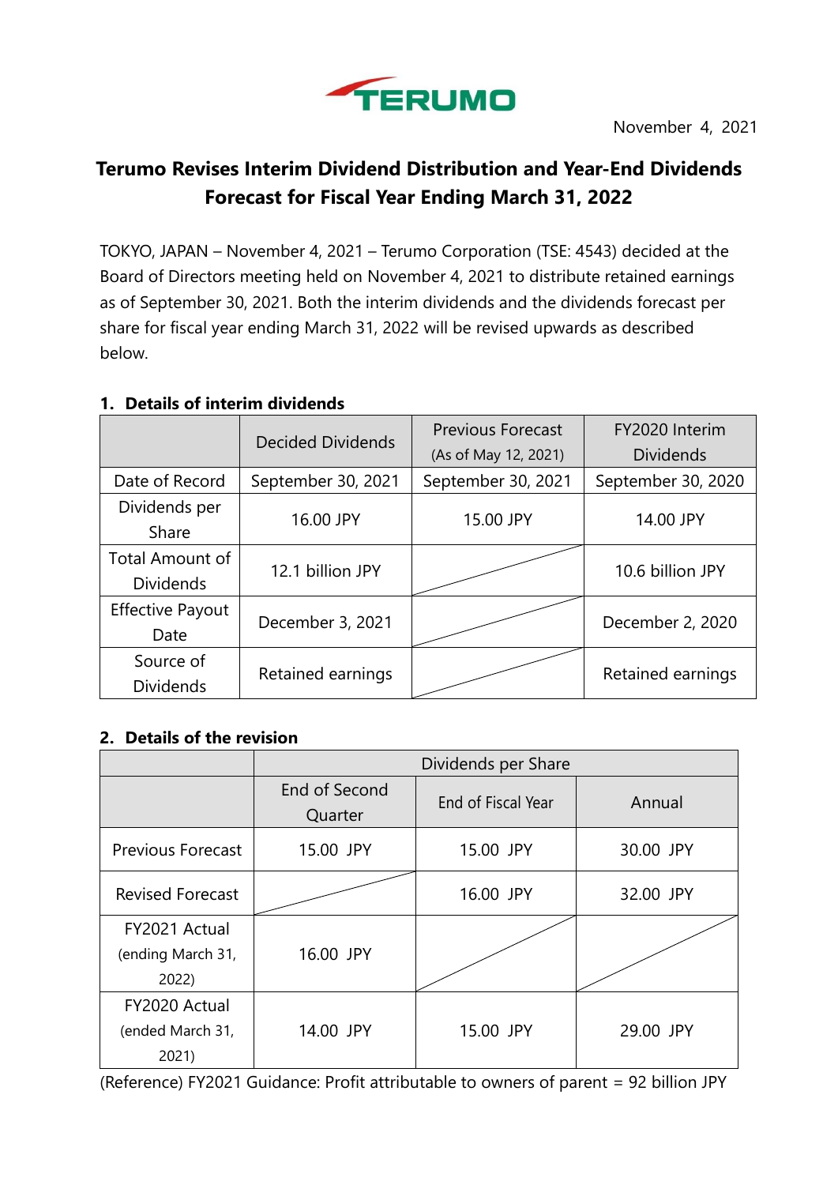TERUMO

November 4, 2021

# Terumo Revises Interim Dividend Distribution and Year-End Dividends Forecast for Fiscal Year Ending March 31, 2022

TOKYO, JAPAN – November 4, 2021 – Terumo Corporation (TSE: 4543) decided at the Board of Directors meeting held on November 4, 2021 to distribute retained earnings as of September 30, 2021. Both the interim dividends and the dividends forecast per share for fiscal year ending March 31, 2022 will be revised upwards as described below.

## 1. Details of interim dividends

| | Decided Dividends | Previous Forecast (As of May 12, 2021) | FY2020 Interim Dividends |
|---|---|---|---|
| Date of Record | September 30, 2021 | September 30, 2021 | September 30, 2020 |
| Dividends per Share | 16.00 JPY | 15.00 JPY | 14.00 JPY |
| Total Amount of Dividends | 12.1 billion JPY | | 10.6 billion JPY |
| Effective Payout Date | December 3, 2021 | | December 2, 2020 |
| Source of Dividends | Retained earnings | | Retained earnings |

## 2. Details of the revision

| | Dividends per Share | | |
|---|---|---|---|
| | End of Second Quarter | End of Fiscal Year | Annual |
| Previous Forecast | 15.00 JPY | 15.00 JPY | 30.00 JPY |
| Revised Forecast | | 16.00 JPY | 32.00 JPY |
| FY2021 Actual (ending March 31, 2022) | 16.00 JPY | | |
| FY2020 Actual (ended March 31, 2021) | 14.00 JPY | 15.00 JPY | 29.00 JPY |

(Reference) FY2021 Guidance: Profit attributable to owners of parent = 92 billion JPY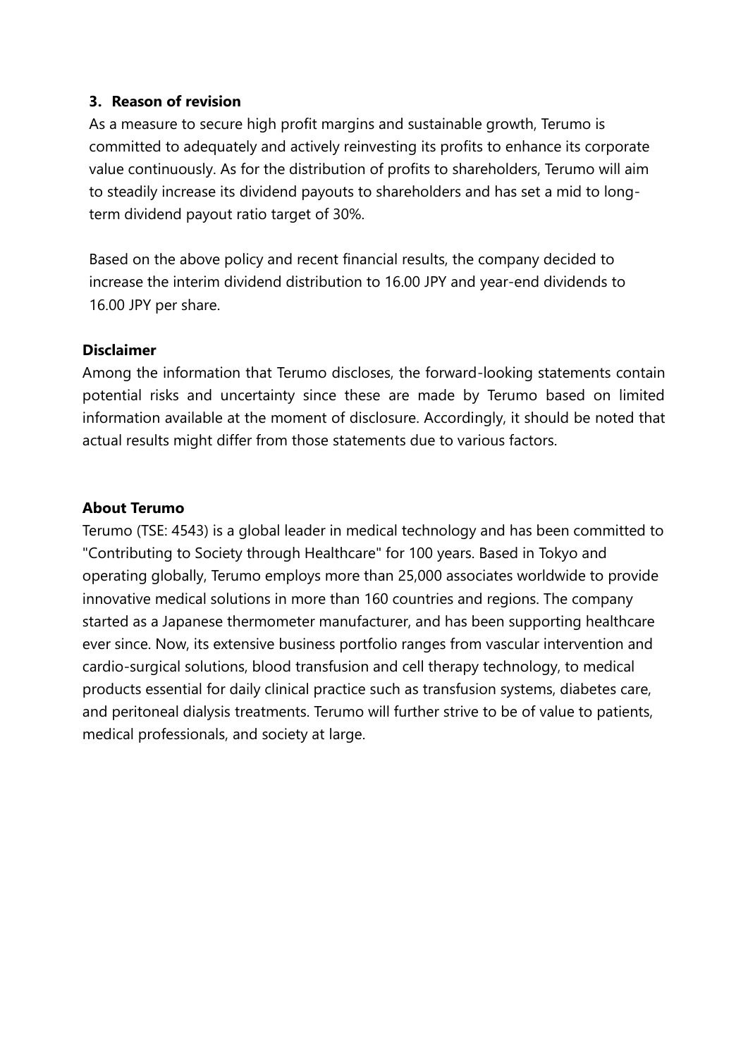### 3. Reason of revision

As a measure to secure high profit margins and sustainable growth, Terumo is committed to adequately and actively reinvesting its profits to enhance its corporate value continuously. As for the distribution of profits to shareholders, Terumo will aim to steadily increase its dividend payouts to shareholders and has set a mid to long-term dividend payout ratio target of 30%.

Based on the above policy and recent financial results, the company decided to increase the interim dividend distribution to 16.00 JPY and year-end dividends to 16.00 JPY per share.

**Disclaimer**

Among the information that Terumo discloses, the forward-looking statements contain potential risks and uncertainty since these are made by Terumo based on limited information available at the moment of disclosure. Accordingly, it should be noted that actual results might differ from those statements due to various factors.

**About Terumo**

Terumo (TSE: 4543) is a global leader in medical technology and has been committed to "Contributing to Society through Healthcare" for 100 years. Based in Tokyo and operating globally, Terumo employs more than 25,000 associates worldwide to provide innovative medical solutions in more than 160 countries and regions. The company started as a Japanese thermometer manufacturer, and has been supporting healthcare ever since. Now, its extensive business portfolio ranges from vascular intervention and cardio-surgical solutions, blood transfusion and cell therapy technology, to medical products essential for daily clinical practice such as transfusion systems, diabetes care, and peritoneal dialysis treatments. Terumo will further strive to be of value to patients, medical professionals, and society at large.